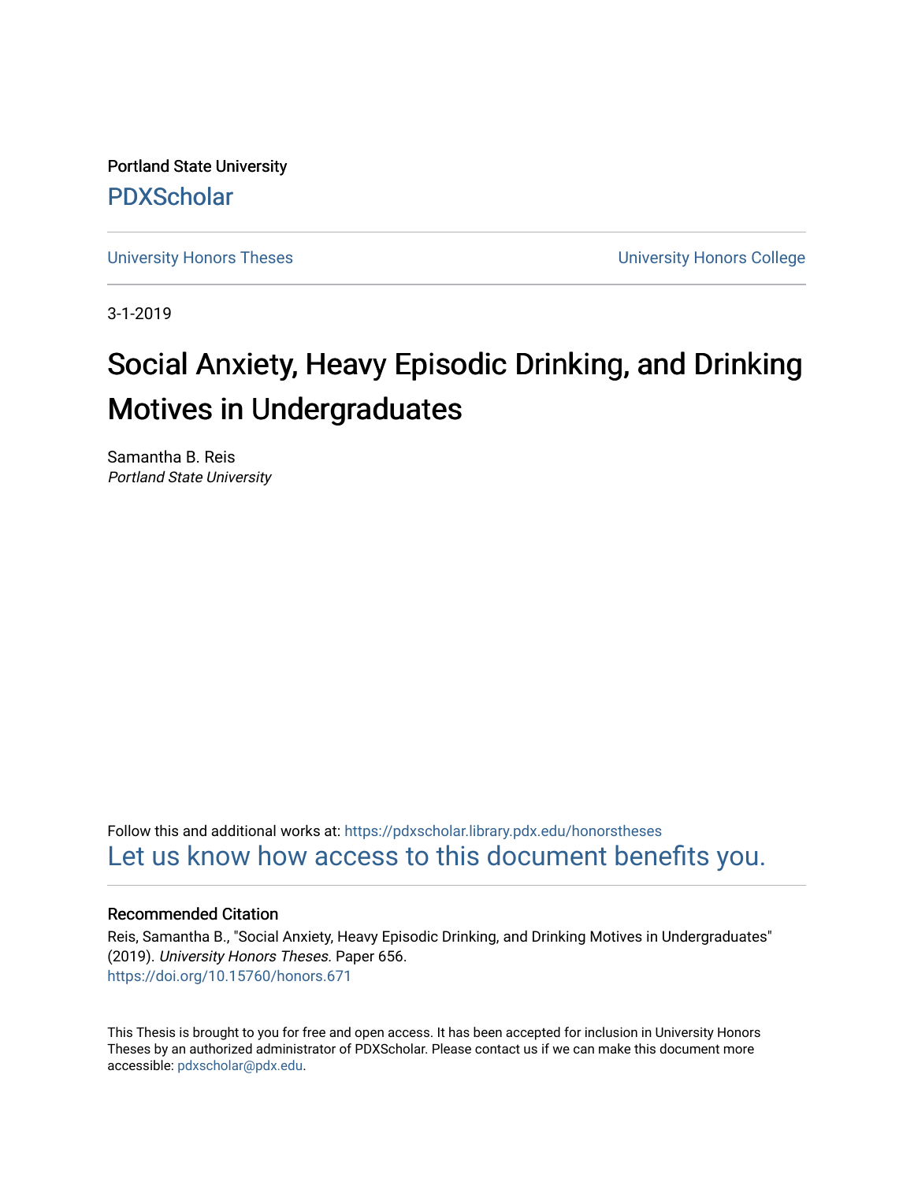Portland State University

PDXScholar

University Honors Theses | University Honors College

3-1-2019

# Social Anxiety, Heavy Episodic Drinking, and Drinking Motives in Undergraduates

Samantha B. Reis
*Portland State University*

Follow this and additional works at: https://pdxscholar.library.pdx.edu/honorstheses

Let us know how access to this document benefits you.

### Recommended Citation

Reis, Samantha B., "Social Anxiety, Heavy Episodic Drinking, and Drinking Motives in Undergraduates" (2019). *University Honors Theses.* Paper 656.
https://doi.org/10.15760/honors.671

This Thesis is brought to you for free and open access. It has been accepted for inclusion in University Honors Theses by an authorized administrator of PDXScholar. Please contact us if we can make this document more accessible: pdxscholar@pdx.edu.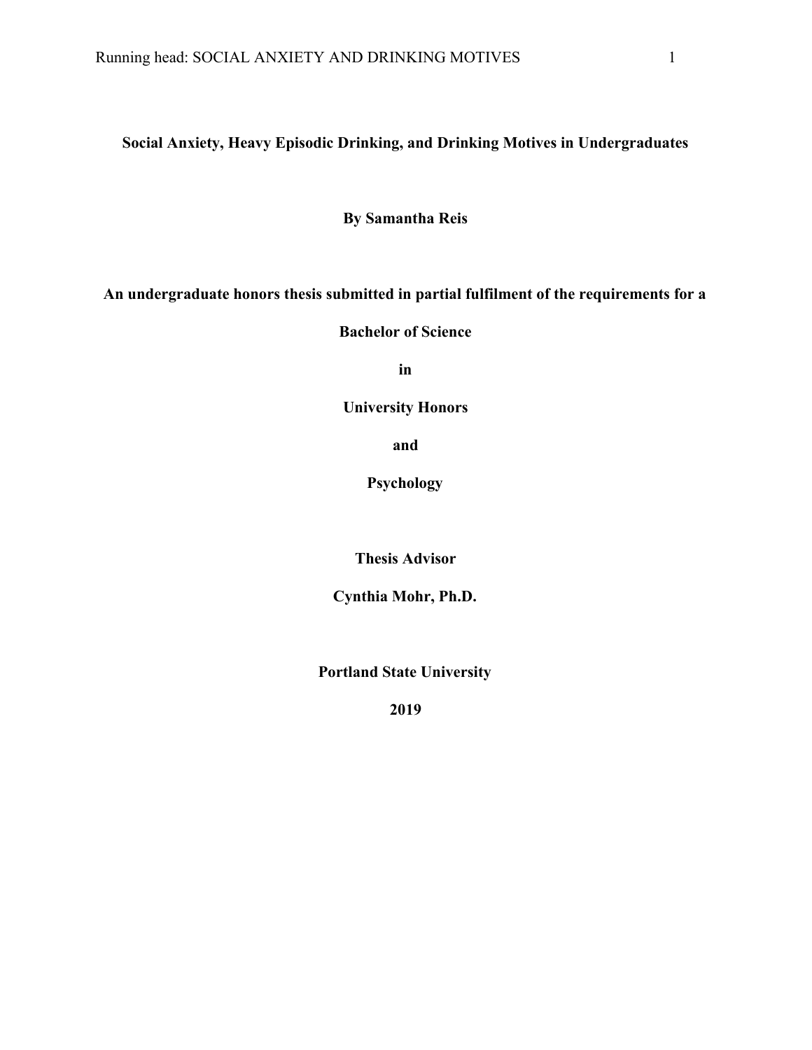# Social Anxiety, Heavy Episodic Drinking, and Drinking Motives in Undergraduates

**By Samantha Reis**

**An undergraduate honors thesis submitted in partial fulfilment of the requirements for a**

**Bachelor of Science**

**in**

**University Honors**

**and**

**Psychology**

**Thesis Advisor**

**Cynthia Mohr, Ph.D.**

**Portland State University**

**2019**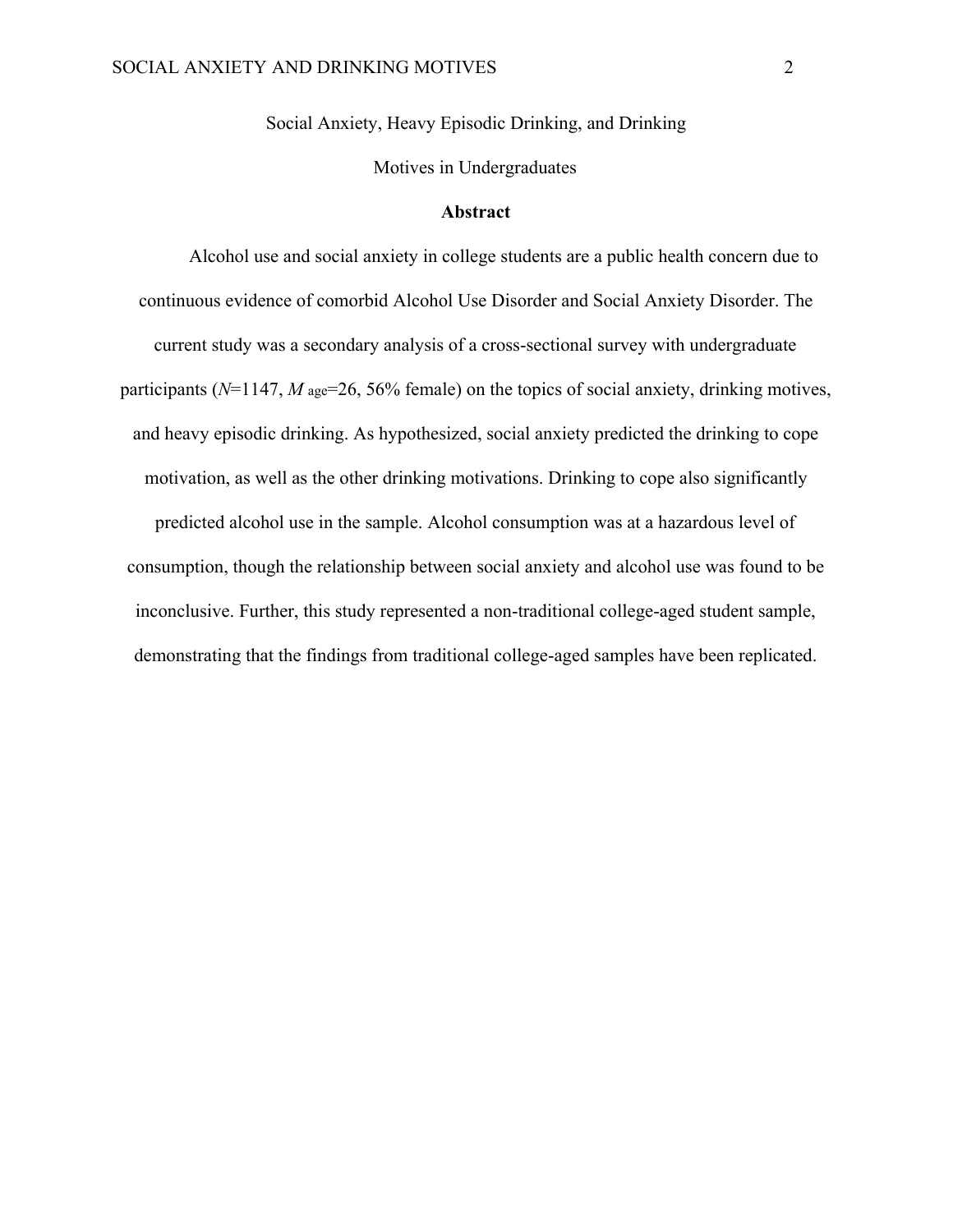# Social Anxiety, Heavy Episodic Drinking, and Drinking Motives in Undergraduates

## Abstract

Alcohol use and social anxiety in college students are a public health concern due to continuous evidence of comorbid Alcohol Use Disorder and Social Anxiety Disorder. The current study was a secondary analysis of a cross-sectional survey with undergraduate participants ($N$=1147, $M_{age}$=26, 56% female) on the topics of social anxiety, drinking motives, and heavy episodic drinking. As hypothesized, social anxiety predicted the drinking to cope motivation, as well as the other drinking motivations. Drinking to cope also significantly predicted alcohol use in the sample. Alcohol consumption was at a hazardous level of consumption, though the relationship between social anxiety and alcohol use was found to be inconclusive. Further, this study represented a non-traditional college-aged student sample, demonstrating that the findings from traditional college-aged samples have been replicated.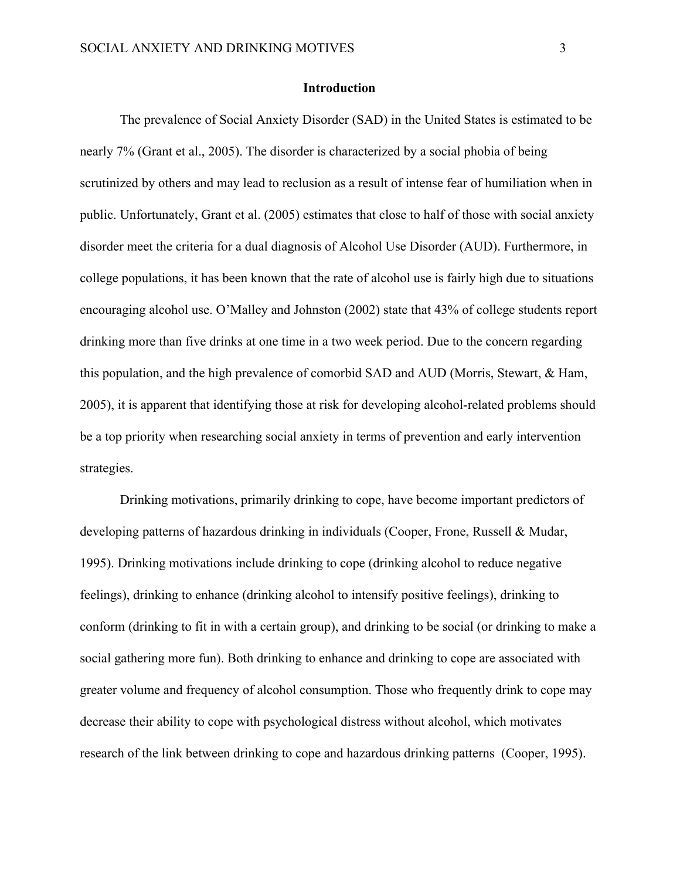## Introduction

The prevalence of Social Anxiety Disorder (SAD) in the United States is estimated to be nearly 7% (Grant et al., 2005). The disorder is characterized by a social phobia of being scrutinized by others and may lead to reclusion as a result of intense fear of humiliation when in public. Unfortunately, Grant et al. (2005) estimates that close to half of those with social anxiety disorder meet the criteria for a dual diagnosis of Alcohol Use Disorder (AUD). Furthermore, in college populations, it has been known that the rate of alcohol use is fairly high due to situations encouraging alcohol use. O'Malley and Johnston (2002) state that 43% of college students report drinking more than five drinks at one time in a two week period. Due to the concern regarding this population, and the high prevalence of comorbid SAD and AUD (Morris, Stewart, & Ham, 2005), it is apparent that identifying those at risk for developing alcohol-related problems should be a top priority when researching social anxiety in terms of prevention and early intervention strategies.

Drinking motivations, primarily drinking to cope, have become important predictors of developing patterns of hazardous drinking in individuals (Cooper, Frone, Russell & Mudar, 1995). Drinking motivations include drinking to cope (drinking alcohol to reduce negative feelings), drinking to enhance (drinking alcohol to intensify positive feelings), drinking to conform (drinking to fit in with a certain group), and drinking to be social (or drinking to make a social gathering more fun). Both drinking to enhance and drinking to cope are associated with greater volume and frequency of alcohol consumption. Those who frequently drink to cope may decrease their ability to cope with psychological distress without alcohol, which motivates research of the link between drinking to cope and hazardous drinking patterns (Cooper, 1995).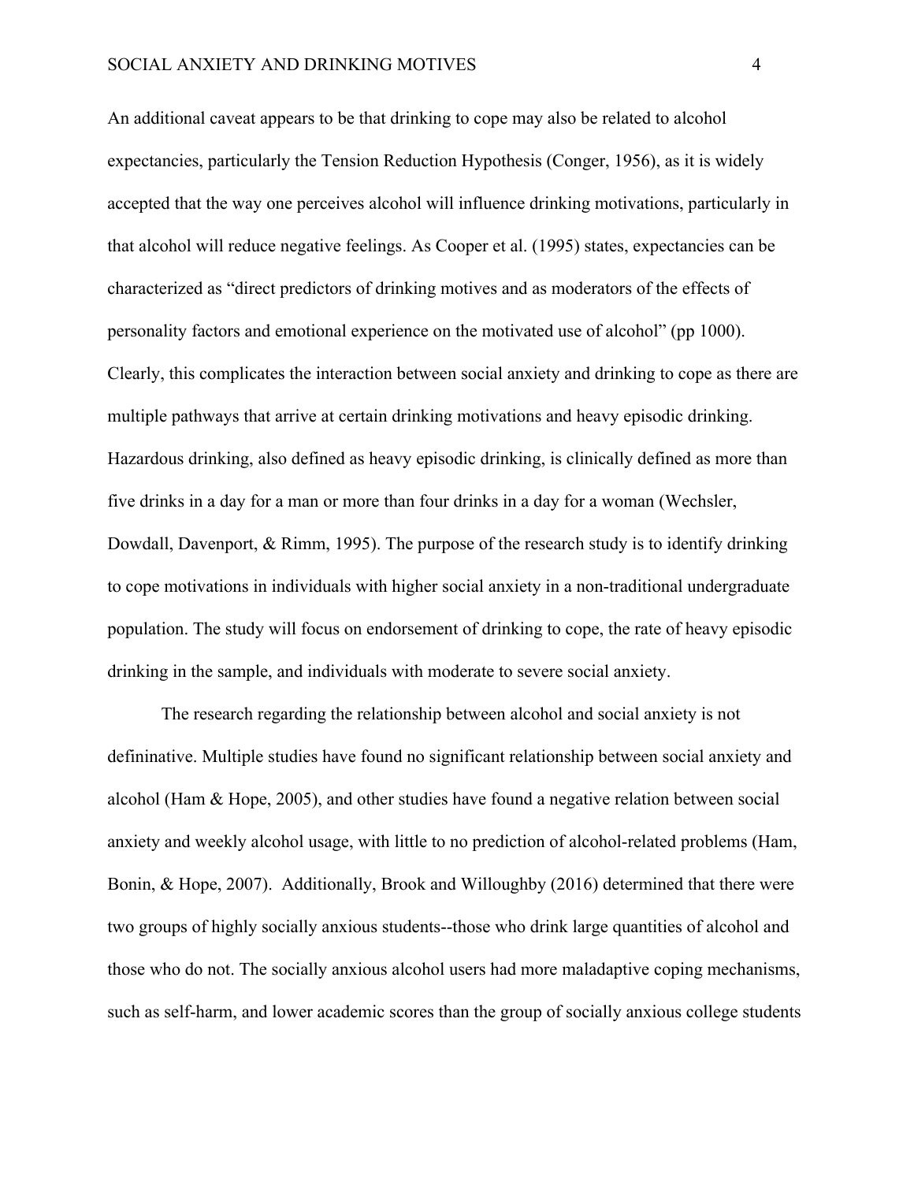An additional caveat appears to be that drinking to cope may also be related to alcohol expectancies, particularly the Tension Reduction Hypothesis (Conger, 1956), as it is widely accepted that the way one perceives alcohol will influence drinking motivations, particularly in that alcohol will reduce negative feelings. As Cooper et al. (1995) states, expectancies can be characterized as "direct predictors of drinking motives and as moderators of the effects of personality factors and emotional experience on the motivated use of alcohol" (pp 1000). Clearly, this complicates the interaction between social anxiety and drinking to cope as there are multiple pathways that arrive at certain drinking motivations and heavy episodic drinking. Hazardous drinking, also defined as heavy episodic drinking, is clinically defined as more than five drinks in a day for a man or more than four drinks in a day for a woman (Wechsler, Dowdall, Davenport, & Rimm, 1995). The purpose of the research study is to identify drinking to cope motivations in individuals with higher social anxiety in a non-traditional undergraduate population. The study will focus on endorsement of drinking to cope, the rate of heavy episodic drinking in the sample, and individuals with moderate to severe social anxiety.

The research regarding the relationship between alcohol and social anxiety is not defininative. Multiple studies have found no significant relationship between social anxiety and alcohol (Ham & Hope, 2005), and other studies have found a negative relation between social anxiety and weekly alcohol usage, with little to no prediction of alcohol-related problems (Ham, Bonin, & Hope, 2007). Additionally, Brook and Willoughby (2016) determined that there were two groups of highly socially anxious students--those who drink large quantities of alcohol and those who do not. The socially anxious alcohol users had more maladaptive coping mechanisms, such as self-harm, and lower academic scores than the group of socially anxious college students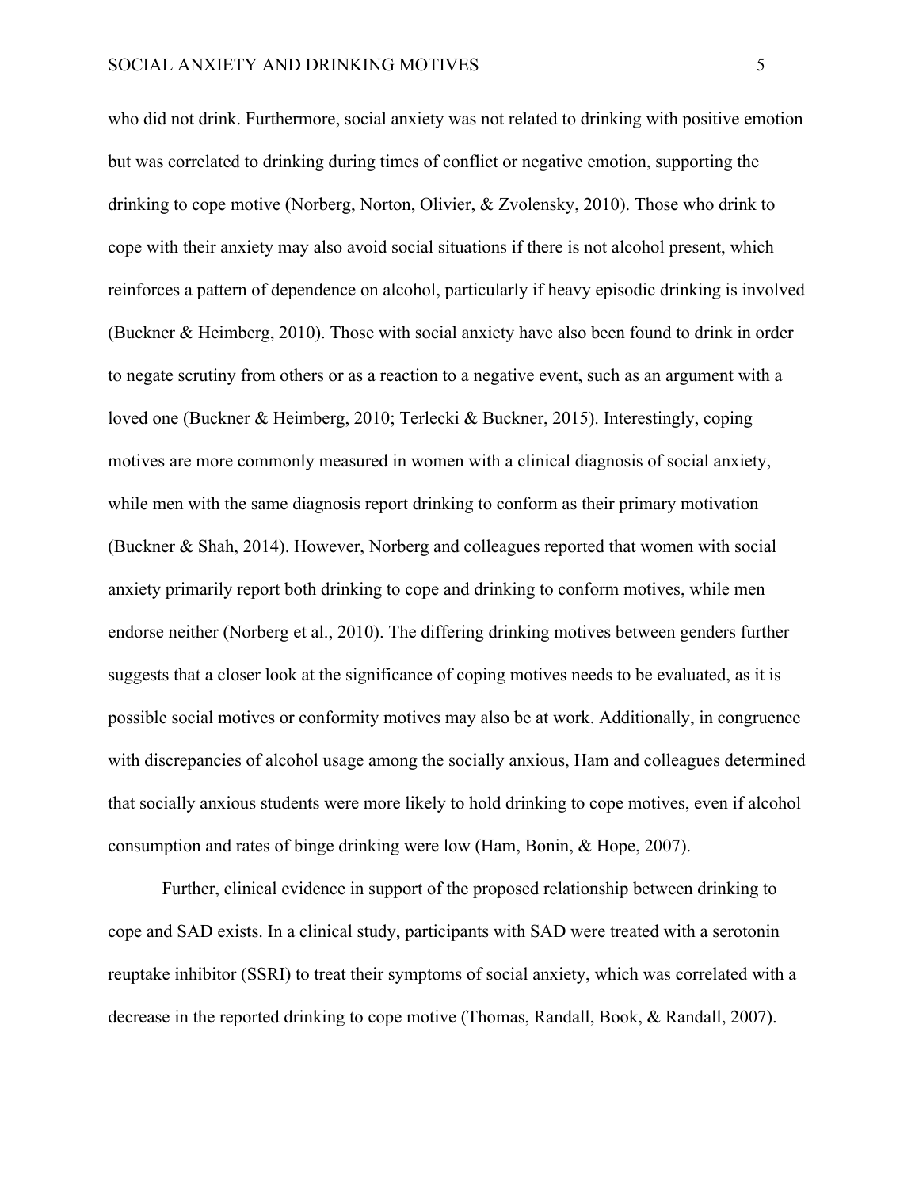who did not drink. Furthermore, social anxiety was not related to drinking with positive emotion but was correlated to drinking during times of conflict or negative emotion, supporting the drinking to cope motive (Norberg, Norton, Olivier, & Zvolensky, 2010). Those who drink to cope with their anxiety may also avoid social situations if there is not alcohol present, which reinforces a pattern of dependence on alcohol, particularly if heavy episodic drinking is involved (Buckner & Heimberg, 2010). Those with social anxiety have also been found to drink in order to negate scrutiny from others or as a reaction to a negative event, such as an argument with a loved one (Buckner & Heimberg, 2010; Terlecki & Buckner, 2015). Interestingly, coping motives are more commonly measured in women with a clinical diagnosis of social anxiety, while men with the same diagnosis report drinking to conform as their primary motivation (Buckner & Shah, 2014). However, Norberg and colleagues reported that women with social anxiety primarily report both drinking to cope and drinking to conform motives, while men endorse neither (Norberg et al., 2010). The differing drinking motives between genders further suggests that a closer look at the significance of coping motives needs to be evaluated, as it is possible social motives or conformity motives may also be at work. Additionally, in congruence with discrepancies of alcohol usage among the socially anxious, Ham and colleagues determined that socially anxious students were more likely to hold drinking to cope motives, even if alcohol consumption and rates of binge drinking were low (Ham, Bonin, & Hope, 2007).

Further, clinical evidence in support of the proposed relationship between drinking to cope and SAD exists. In a clinical study, participants with SAD were treated with a serotonin reuptake inhibitor (SSRI) to treat their symptoms of social anxiety, which was correlated with a decrease in the reported drinking to cope motive (Thomas, Randall, Book, & Randall, 2007).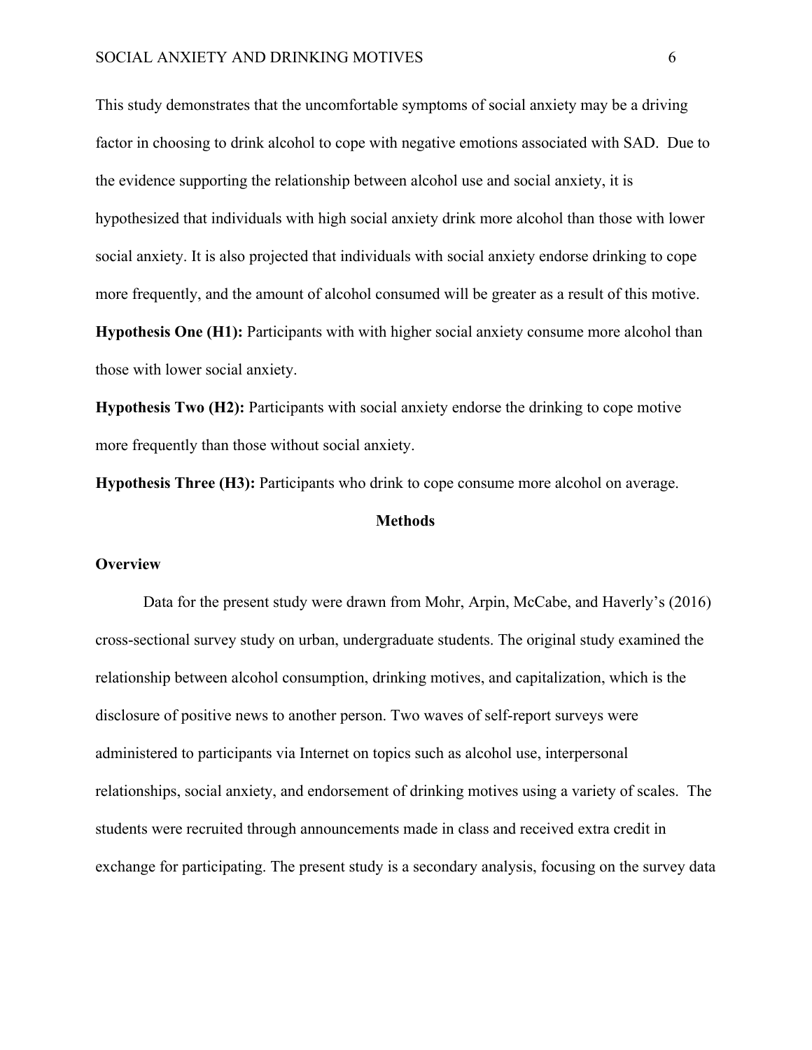This study demonstrates that the uncomfortable symptoms of social anxiety may be a driving factor in choosing to drink alcohol to cope with negative emotions associated with SAD. Due to the evidence supporting the relationship between alcohol use and social anxiety, it is hypothesized that individuals with high social anxiety drink more alcohol than those with lower social anxiety. It is also projected that individuals with social anxiety endorse drinking to cope more frequently, and the amount of alcohol consumed will be greater as a result of this motive.

**Hypothesis One (H1):** Participants with with higher social anxiety consume more alcohol than those with lower social anxiety.

**Hypothesis Two (H2):** Participants with social anxiety endorse the drinking to cope motive more frequently than those without social anxiety.

**Hypothesis Three (H3):** Participants who drink to cope consume more alcohol on average.

## Methods

### Overview

Data for the present study were drawn from Mohr, Arpin, McCabe, and Haverly's (2016) cross-sectional survey study on urban, undergraduate students. The original study examined the relationship between alcohol consumption, drinking motives, and capitalization, which is the disclosure of positive news to another person. Two waves of self-report surveys were administered to participants via Internet on topics such as alcohol use, interpersonal relationships, social anxiety, and endorsement of drinking motives using a variety of scales. The students were recruited through announcements made in class and received extra credit in exchange for participating. The present study is a secondary analysis, focusing on the survey data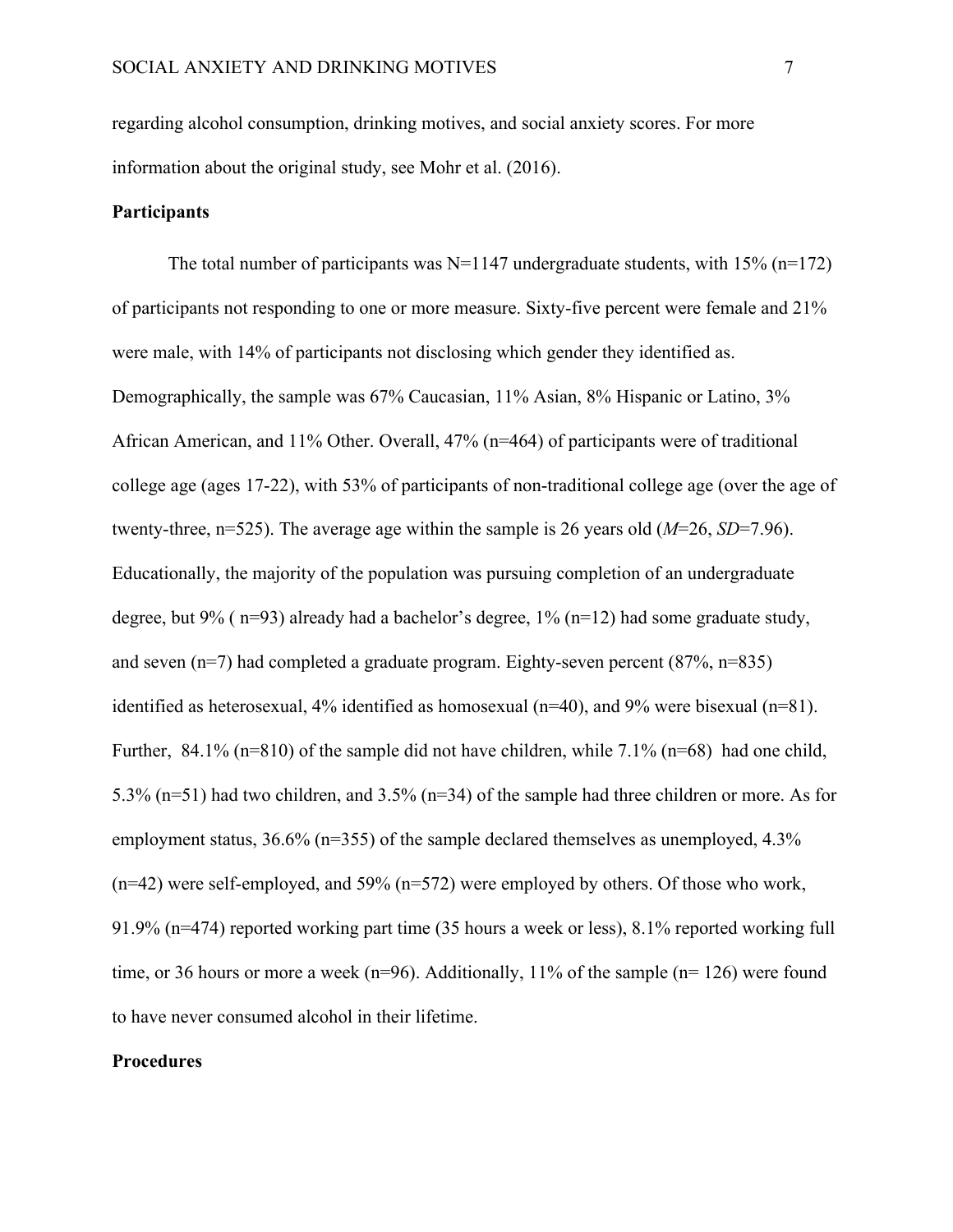regarding alcohol consumption, drinking motives, and social anxiety scores. For more information about the original study, see Mohr et al. (2016).

**Participants**

The total number of participants was N=1147 undergraduate students, with 15% (n=172) of participants not responding to one or more measure. Sixty-five percent were female and 21% were male, with 14% of participants not disclosing which gender they identified as. Demographically, the sample was 67% Caucasian, 11% Asian, 8% Hispanic or Latino, 3% African American, and 11% Other. Overall, 47% (n=464) of participants were of traditional college age (ages 17-22), with 53% of participants of non-traditional college age (over the age of twenty-three, n=525). The average age within the sample is 26 years old (*M*=26, *SD*=7.96). Educationally, the majority of the population was pursuing completion of an undergraduate degree, but 9% ( n=93) already had a bachelor's degree, 1% (n=12) had some graduate study, and seven (n=7) had completed a graduate program. Eighty-seven percent (87%, n=835) identified as heterosexual, 4% identified as homosexual (n=40), and 9% were bisexual (n=81). Further, 84.1% (n=810) of the sample did not have children, while 7.1% (n=68) had one child, 5.3% (n=51) had two children, and 3.5% (n=34) of the sample had three children or more. As for employment status, 36.6% (n=355) of the sample declared themselves as unemployed, 4.3% (n=42) were self-employed, and 59% (n=572) were employed by others. Of those who work, 91.9% (n=474) reported working part time (35 hours a week or less), 8.1% reported working full time, or 36 hours or more a week (n=96). Additionally, 11% of the sample (n= 126) were found to have never consumed alcohol in their lifetime.

**Procedures**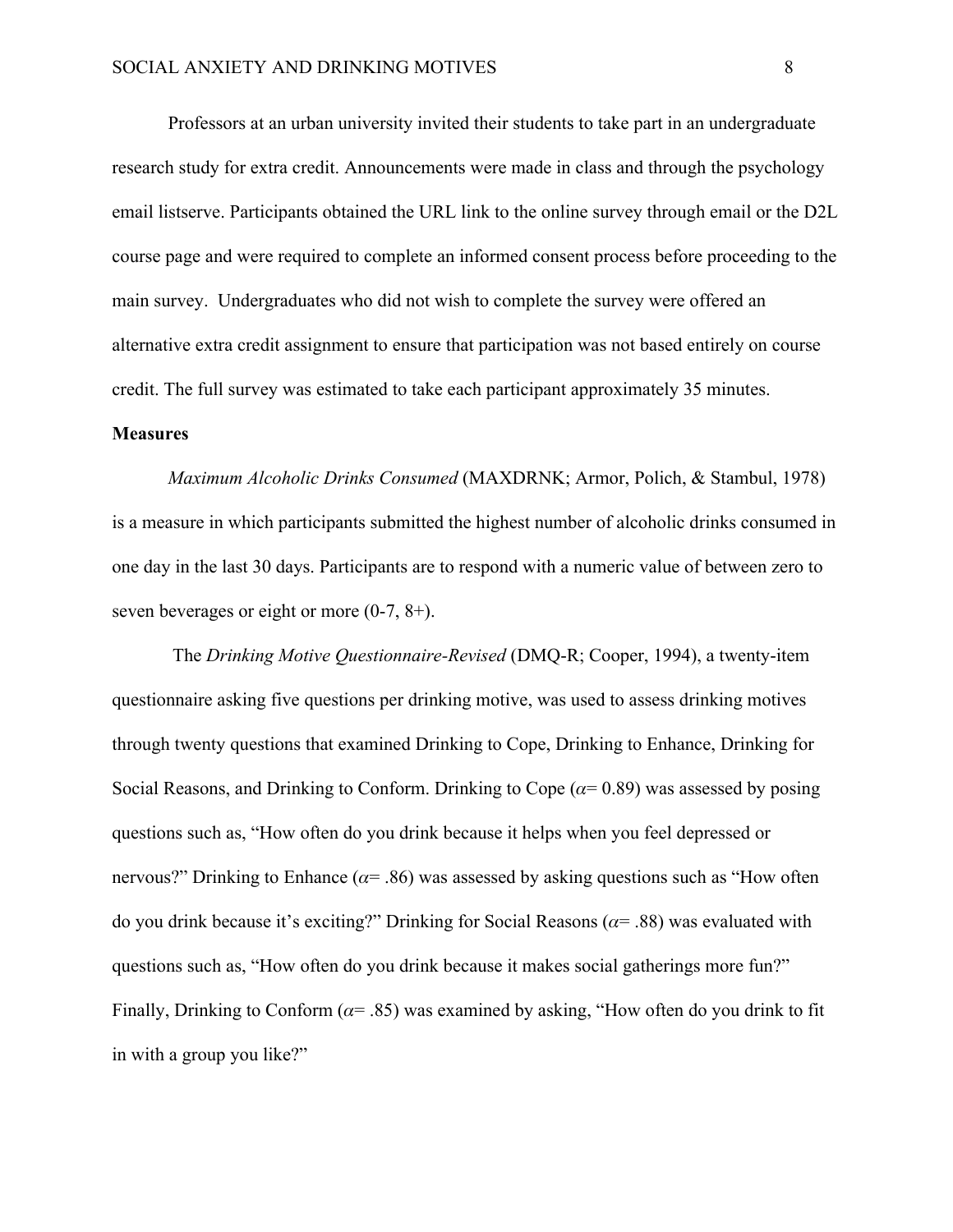Professors at an urban university invited their students to take part in an undergraduate research study for extra credit. Announcements were made in class and through the psychology email listserve. Participants obtained the URL link to the online survey through email or the D2L course page and were required to complete an informed consent process before proceeding to the main survey. Undergraduates who did not wish to complete the survey were offered an alternative extra credit assignment to ensure that participation was not based entirely on course credit. The full survey was estimated to take each participant approximately 35 minutes.

**Measures**

*Maximum Alcoholic Drinks Consumed* (MAXDRNK; Armor, Polich, & Stambul, 1978) is a measure in which participants submitted the highest number of alcoholic drinks consumed in one day in the last 30 days. Participants are to respond with a numeric value of between zero to seven beverages or eight or more (0-7, 8+).

The *Drinking Motive Questionnaire-Revised* (DMQ-R; Cooper, 1994), a twenty-item questionnaire asking five questions per drinking motive, was used to assess drinking motives through twenty questions that examined Drinking to Cope, Drinking to Enhance, Drinking for Social Reasons, and Drinking to Conform. Drinking to Cope ($\alpha$= 0.89) was assessed by posing questions such as, "How often do you drink because it helps when you feel depressed or nervous?" Drinking to Enhance ($\alpha$= .86) was assessed by asking questions such as "How often do you drink because it's exciting?" Drinking for Social Reasons ($\alpha$= .88) was evaluated with questions such as, "How often do you drink because it makes social gatherings more fun?" Finally, Drinking to Conform ($\alpha$= .85) was examined by asking, "How often do you drink to fit in with a group you like?"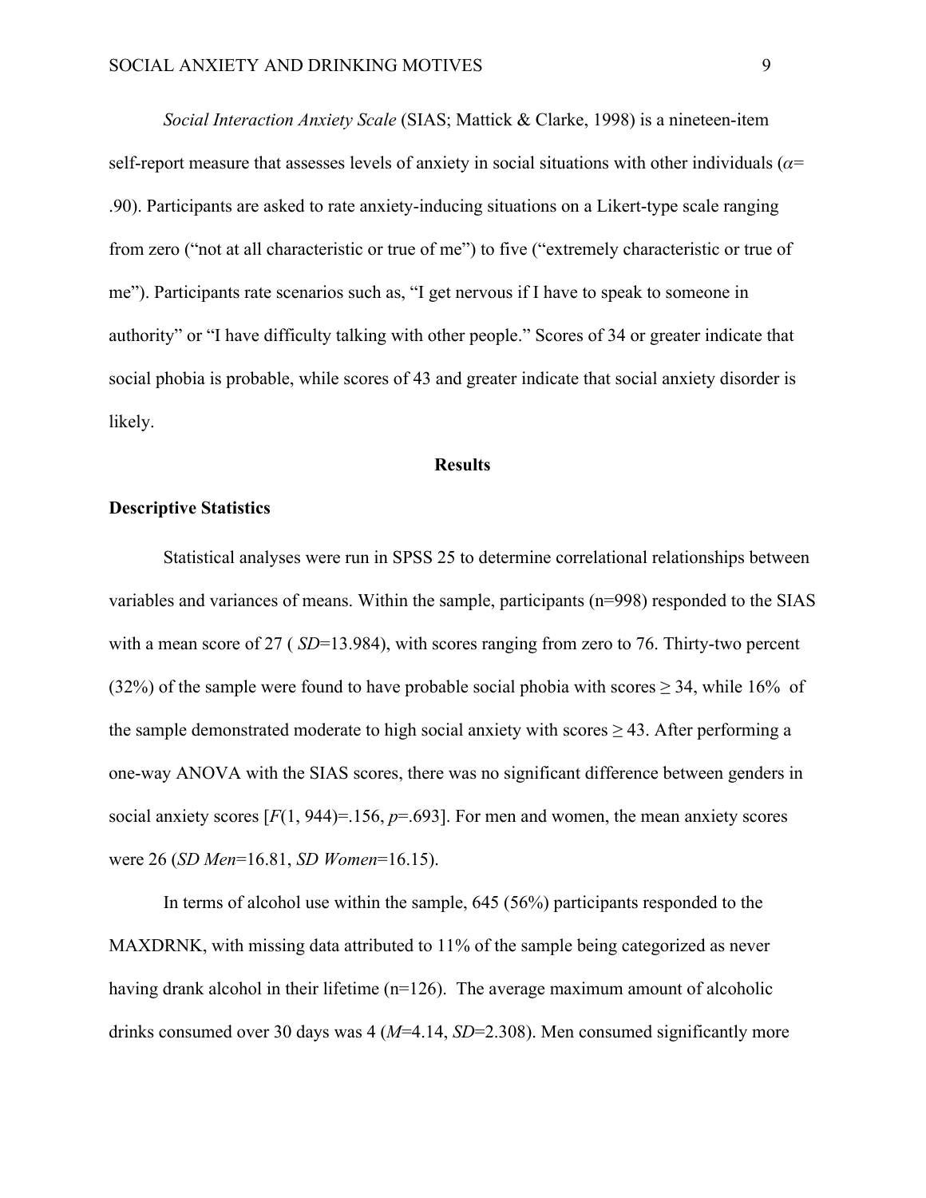*Social Interaction Anxiety Scale* (SIAS; Mattick & Clarke, 1998) is a nineteen-item self-report measure that assesses levels of anxiety in social situations with other individuals ($\alpha$= .90). Participants are asked to rate anxiety-inducing situations on a Likert-type scale ranging from zero ("not at all characteristic or true of me") to five ("extremely characteristic or true of me"). Participants rate scenarios such as, "I get nervous if I have to speak to someone in authority" or "I have difficulty talking with other people." Scores of 34 or greater indicate that social phobia is probable, while scores of 43 and greater indicate that social anxiety disorder is likely.

## Results

### Descriptive Statistics

Statistical analyses were run in SPSS 25 to determine correlational relationships between variables and variances of means. Within the sample, participants (n=998) responded to the SIAS with a mean score of 27 ( *SD*=13.984), with scores ranging from zero to 76. Thirty-two percent (32%) of the sample were found to have probable social phobia with scores $\geq$ 34, while 16% of the sample demonstrated moderate to high social anxiety with scores $\geq$ 43. After performing a one-way ANOVA with the SIAS scores, there was no significant difference between genders in social anxiety scores [$F(1, 944)$=.156, $p$=.693]. For men and women, the mean anxiety scores were 26 (*SD Men*=16.81, *SD Women*=16.15).

In terms of alcohol use within the sample, 645 (56%) participants responded to the MAXDRNK, with missing data attributed to 11% of the sample being categorized as never having drank alcohol in their lifetime (n=126). The average maximum amount of alcoholic drinks consumed over 30 days was 4 (*M*=4.14, *SD*=2.308). Men consumed significantly more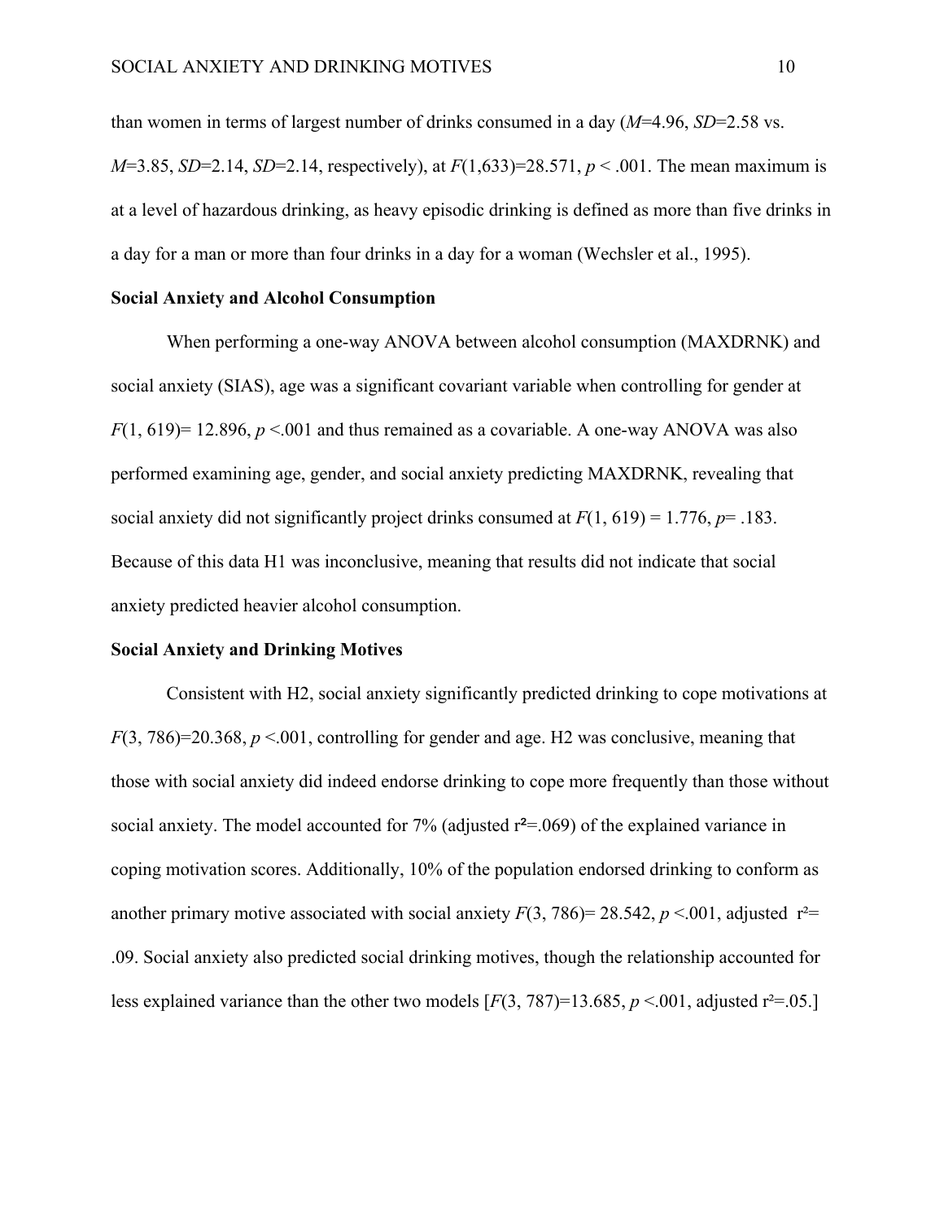than women in terms of largest number of drinks consumed in a day (*M*=4.96, *SD*=2.58 vs. *M*=3.85, *SD*=2.14, *SD*=2.14, respectively), at $F(1,633)=28.571$, $p < .001$. The mean maximum is at a level of hazardous drinking, as heavy episodic drinking is defined as more than five drinks in a day for a man or more than four drinks in a day for a woman (Wechsler et al., 1995).

**Social Anxiety and Alcohol Consumption**

When performing a one-way ANOVA between alcohol consumption (MAXDRNK) and social anxiety (SIAS), age was a significant covariant variable when controlling for gender at $F(1, 619)= 12.896$, $p <.001$ and thus remained as a covariable. A one-way ANOVA was also performed examining age, gender, and social anxiety predicting MAXDRNK, revealing that social anxiety did not significantly project drinks consumed at $F(1, 619) = 1.776$, $p= .183$. Because of this data H1 was inconclusive, meaning that results did not indicate that social anxiety predicted heavier alcohol consumption.

**Social Anxiety and Drinking Motives**

Consistent with H2, social anxiety significantly predicted drinking to cope motivations at $F(3, 786)=20.368$, $p <.001$, controlling for gender and age. H2 was conclusive, meaning that those with social anxiety did indeed endorse drinking to cope more frequently than those without social anxiety. The model accounted for 7% (adjusted $r^2=.069$) of the explained variance in coping motivation scores. Additionally, 10% of the population endorsed drinking to conform as another primary motive associated with social anxiety $F(3, 786)= 28.542$, $p <.001$, adjusted $r^2= .09$. Social anxiety also predicted social drinking motives, though the relationship accounted for less explained variance than the other two models [$F(3, 787)=13.685$, $p <.001$, adjusted $r^2=.05$.]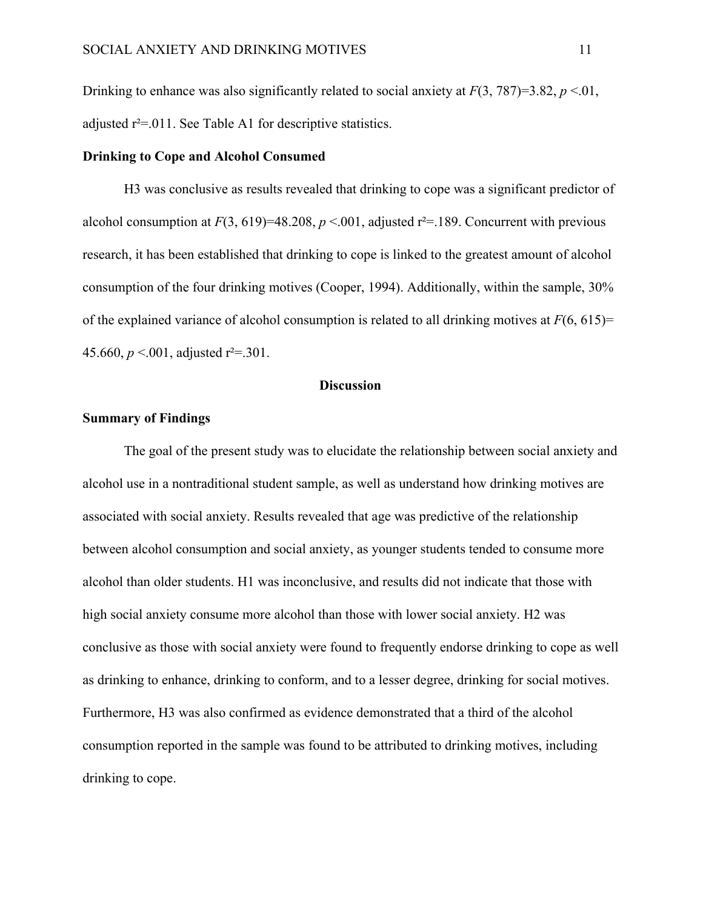Drinking to enhance was also significantly related to social anxiety at $F(3, 787)=3.82$, $p<.01$, adjusted $r^2=.011$. See Table A1 for descriptive statistics.

**Drinking to Cope and Alcohol Consumed**

H3 was conclusive as results revealed that drinking to cope was a significant predictor of alcohol consumption at $F(3, 619)=48.208$, $p<.001$, adjusted $r^2=.189$. Concurrent with previous research, it has been established that drinking to cope is linked to the greatest amount of alcohol consumption of the four drinking motives (Cooper, 1994). Additionally, within the sample, 30% of the explained variance of alcohol consumption is related to all drinking motives at $F(6, 615)=45.660$, $p<.001$, adjusted $r^2=.301$.

## Discussion

**Summary of Findings**

The goal of the present study was to elucidate the relationship between social anxiety and alcohol use in a nontraditional student sample, as well as understand how drinking motives are associated with social anxiety. Results revealed that age was predictive of the relationship between alcohol consumption and social anxiety, as younger students tended to consume more alcohol than older students. H1 was inconclusive, and results did not indicate that those with high social anxiety consume more alcohol than those with lower social anxiety. H2 was conclusive as those with social anxiety were found to frequently endorse drinking to cope as well as drinking to enhance, drinking to conform, and to a lesser degree, drinking for social motives. Furthermore, H3 was also confirmed as evidence demonstrated that a third of the alcohol consumption reported in the sample was found to be attributed to drinking motives, including drinking to cope.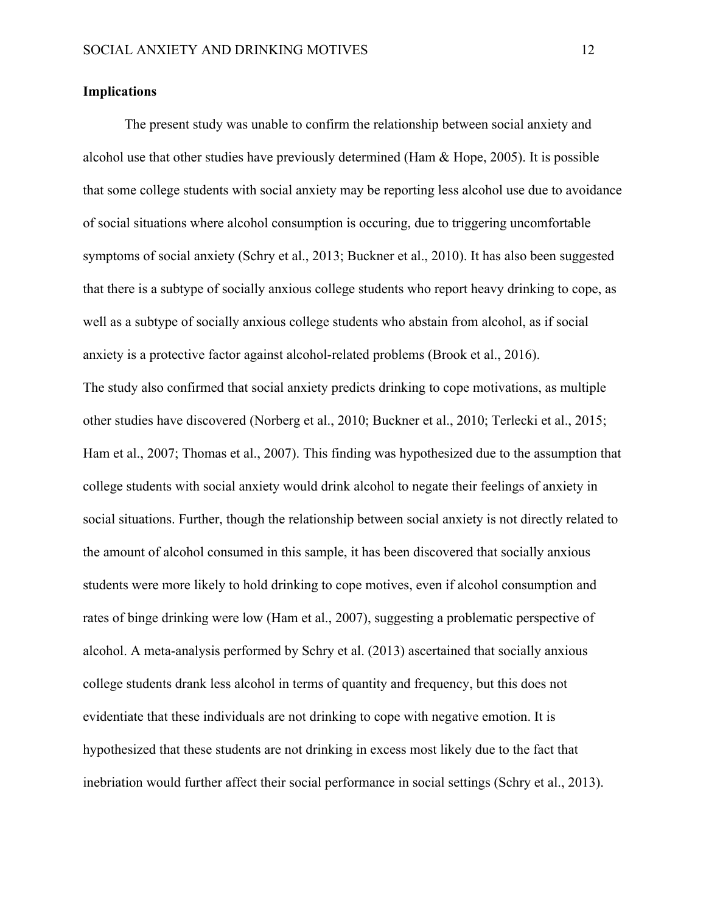**Implications**

The present study was unable to confirm the relationship between social anxiety and alcohol use that other studies have previously determined (Ham & Hope, 2005). It is possible that some college students with social anxiety may be reporting less alcohol use due to avoidance of social situations where alcohol consumption is occuring, due to triggering uncomfortable symptoms of social anxiety (Schry et al., 2013; Buckner et al., 2010). It has also been suggested that there is a subtype of socially anxious college students who report heavy drinking to cope, as well as a subtype of socially anxious college students who abstain from alcohol, as if social anxiety is a protective factor against alcohol-related problems (Brook et al., 2016).

The study also confirmed that social anxiety predicts drinking to cope motivations, as multiple other studies have discovered (Norberg et al., 2010; Buckner et al., 2010; Terlecki et al., 2015; Ham et al., 2007; Thomas et al., 2007). This finding was hypothesized due to the assumption that college students with social anxiety would drink alcohol to negate their feelings of anxiety in social situations. Further, though the relationship between social anxiety is not directly related to the amount of alcohol consumed in this sample, it has been discovered that socially anxious students were more likely to hold drinking to cope motives, even if alcohol consumption and rates of binge drinking were low (Ham et al., 2007), suggesting a problematic perspective of alcohol. A meta-analysis performed by Schry et al. (2013) ascertained that socially anxious college students drank less alcohol in terms of quantity and frequency, but this does not evidentiate that these individuals are not drinking to cope with negative emotion. It is hypothesized that these students are not drinking in excess most likely due to the fact that inebriation would further affect their social performance in social settings (Schry et al., 2013).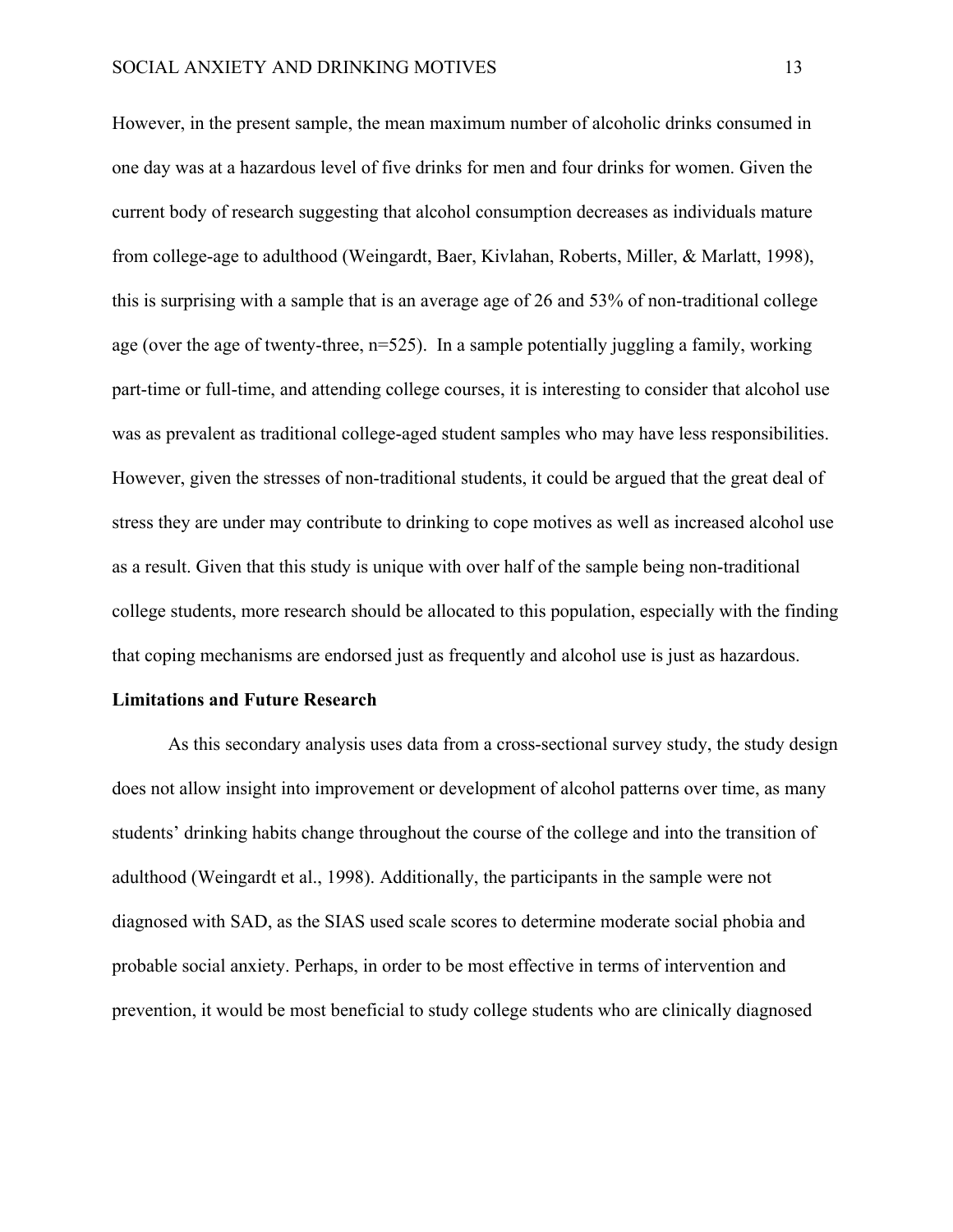However, in the present sample, the mean maximum number of alcoholic drinks consumed in one day was at a hazardous level of five drinks for men and four drinks for women. Given the current body of research suggesting that alcohol consumption decreases as individuals mature from college-age to adulthood (Weingardt, Baer, Kivlahan, Roberts, Miller, & Marlatt, 1998), this is surprising with a sample that is an average age of 26 and 53% of non-traditional college age (over the age of twenty-three, n=525). In a sample potentially juggling a family, working part-time or full-time, and attending college courses, it is interesting to consider that alcohol use was as prevalent as traditional college-aged student samples who may have less responsibilities. However, given the stresses of non-traditional students, it could be argued that the great deal of stress they are under may contribute to drinking to cope motives as well as increased alcohol use as a result. Given that this study is unique with over half of the sample being non-traditional college students, more research should be allocated to this population, especially with the finding that coping mechanisms are endorsed just as frequently and alcohol use is just as hazardous.

**Limitations and Future Research**

As this secondary analysis uses data from a cross-sectional survey study, the study design does not allow insight into improvement or development of alcohol patterns over time, as many students' drinking habits change throughout the course of the college and into the transition of adulthood (Weingardt et al., 1998). Additionally, the participants in the sample were not diagnosed with SAD, as the SIAS used scale scores to determine moderate social phobia and probable social anxiety. Perhaps, in order to be most effective in terms of intervention and prevention, it would be most beneficial to study college students who are clinically diagnosed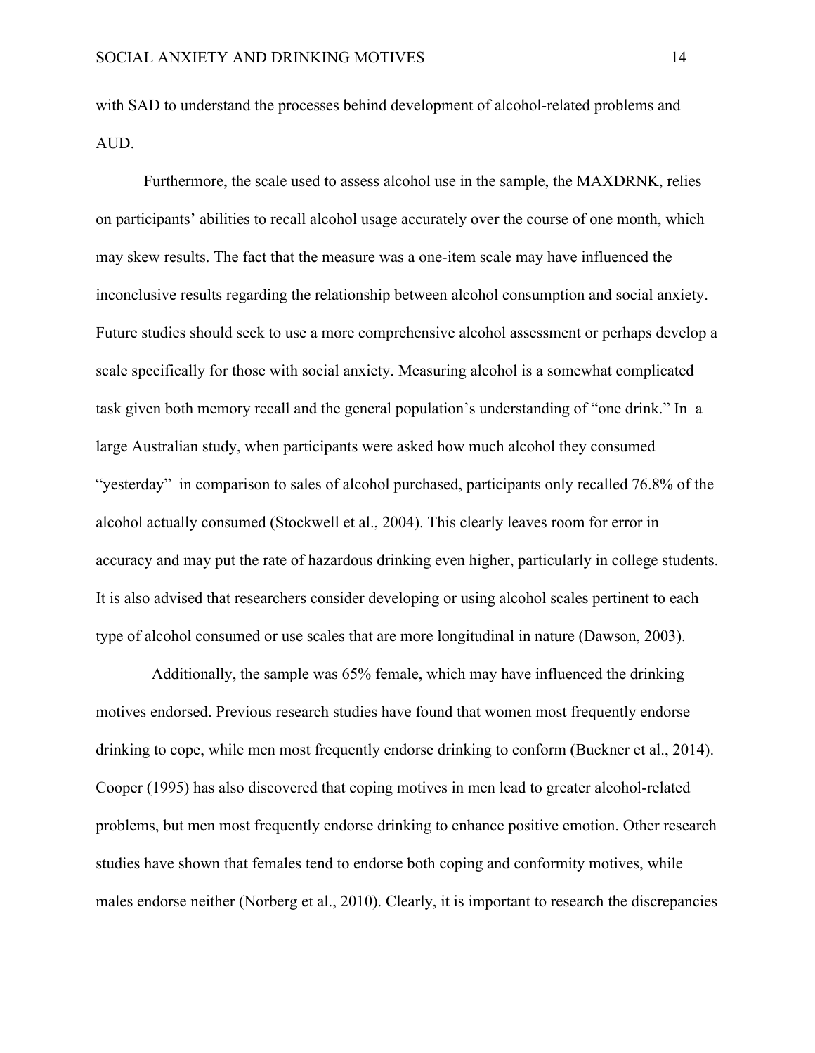with SAD to understand the processes behind development of alcohol-related problems and AUD.

Furthermore, the scale used to assess alcohol use in the sample, the MAXDRNK, relies on participants' abilities to recall alcohol usage accurately over the course of one month, which may skew results. The fact that the measure was a one-item scale may have influenced the inconclusive results regarding the relationship between alcohol consumption and social anxiety. Future studies should seek to use a more comprehensive alcohol assessment or perhaps develop a scale specifically for those with social anxiety. Measuring alcohol is a somewhat complicated task given both memory recall and the general population's understanding of "one drink." In a large Australian study, when participants were asked how much alcohol they consumed "yesterday" in comparison to sales of alcohol purchased, participants only recalled 76.8% of the alcohol actually consumed (Stockwell et al., 2004). This clearly leaves room for error in accuracy and may put the rate of hazardous drinking even higher, particularly in college students. It is also advised that researchers consider developing or using alcohol scales pertinent to each type of alcohol consumed or use scales that are more longitudinal in nature (Dawson, 2003).

Additionally, the sample was 65% female, which may have influenced the drinking motives endorsed. Previous research studies have found that women most frequently endorse drinking to cope, while men most frequently endorse drinking to conform (Buckner et al., 2014). Cooper (1995) has also discovered that coping motives in men lead to greater alcohol-related problems, but men most frequently endorse drinking to enhance positive emotion. Other research studies have shown that females tend to endorse both coping and conformity motives, while males endorse neither (Norberg et al., 2010). Clearly, it is important to research the discrepancies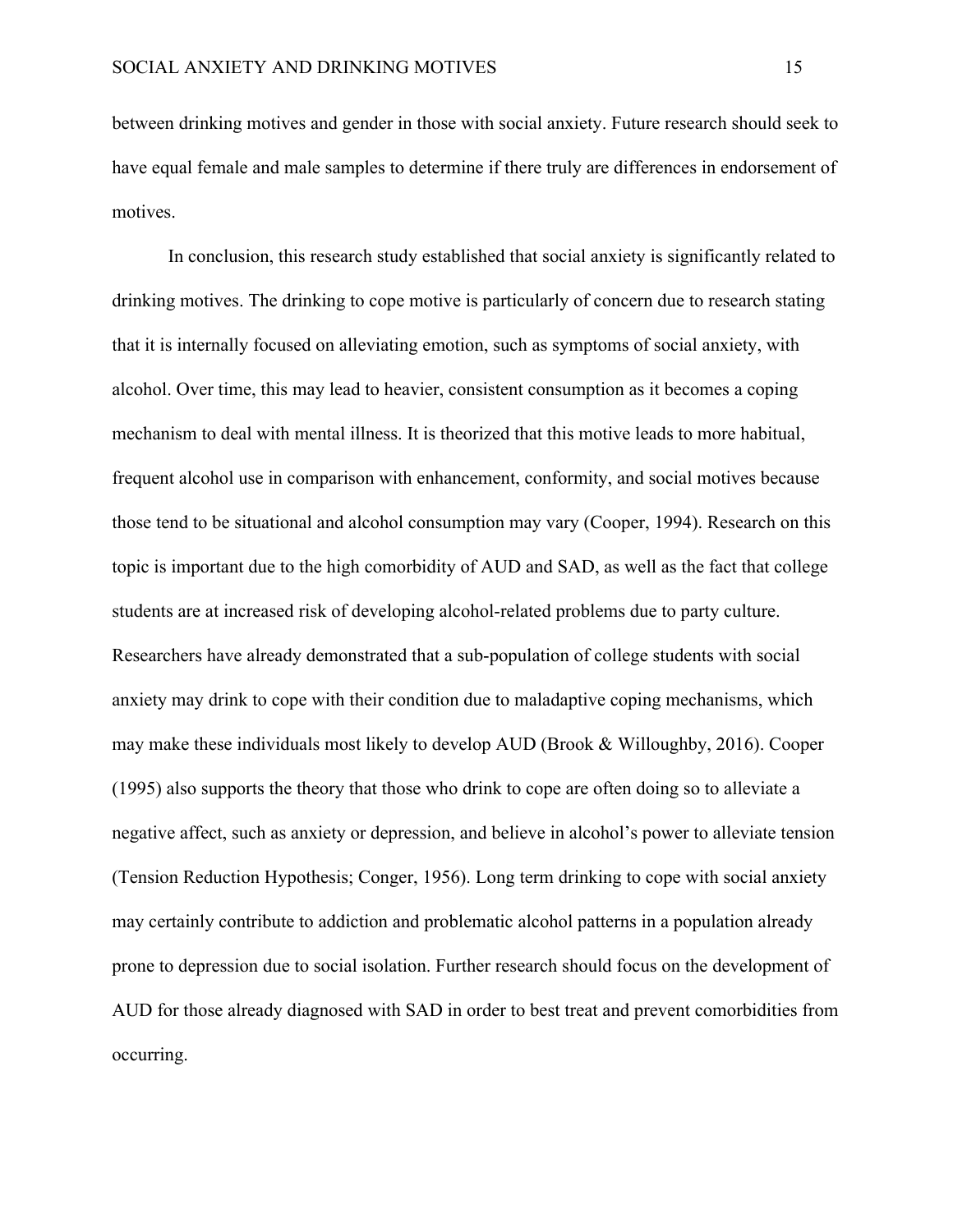between drinking motives and gender in those with social anxiety. Future research should seek to have equal female and male samples to determine if there truly are differences in endorsement of motives.

In conclusion, this research study established that social anxiety is significantly related to drinking motives. The drinking to cope motive is particularly of concern due to research stating that it is internally focused on alleviating emotion, such as symptoms of social anxiety, with alcohol. Over time, this may lead to heavier, consistent consumption as it becomes a coping mechanism to deal with mental illness. It is theorized that this motive leads to more habitual, frequent alcohol use in comparison with enhancement, conformity, and social motives because those tend to be situational and alcohol consumption may vary (Cooper, 1994). Research on this topic is important due to the high comorbidity of AUD and SAD, as well as the fact that college students are at increased risk of developing alcohol-related problems due to party culture. Researchers have already demonstrated that a sub-population of college students with social anxiety may drink to cope with their condition due to maladaptive coping mechanisms, which may make these individuals most likely to develop AUD (Brook & Willoughby, 2016). Cooper (1995) also supports the theory that those who drink to cope are often doing so to alleviate a negative affect, such as anxiety or depression, and believe in alcohol's power to alleviate tension (Tension Reduction Hypothesis; Conger, 1956). Long term drinking to cope with social anxiety may certainly contribute to addiction and problematic alcohol patterns in a population already prone to depression due to social isolation. Further research should focus on the development of AUD for those already diagnosed with SAD in order to best treat and prevent comorbidities from occurring.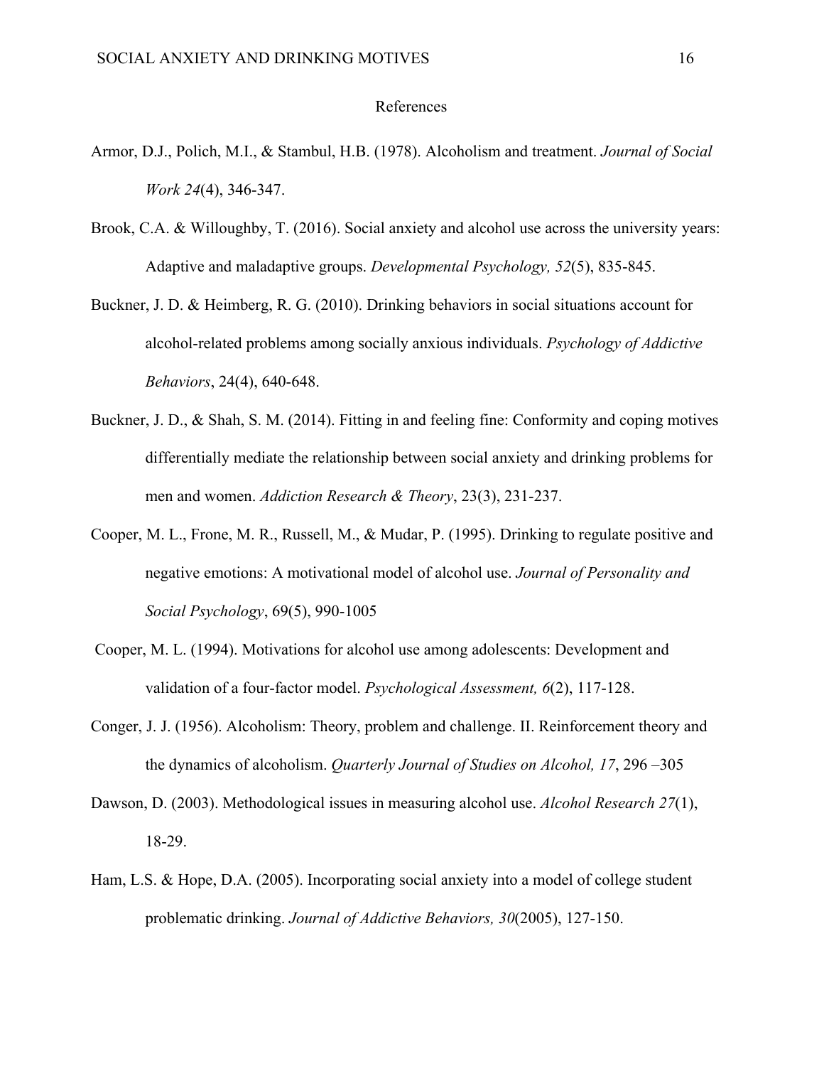# References

Armor, D.J., Polich, M.I., & Stambul, H.B. (1978). Alcoholism and treatment. *Journal of Social Work 24*(4), 346-347.

Brook, C.A. & Willoughby, T. (2016). Social anxiety and alcohol use across the university years: Adaptive and maladaptive groups. *Developmental Psychology, 52*(5), 835-845.

Buckner, J. D. & Heimberg, R. G. (2010). Drinking behaviors in social situations account for alcohol-related problems among socially anxious individuals. *Psychology of Addictive Behaviors*, 24(4), 640-648.

Buckner, J. D., & Shah, S. M. (2014). Fitting in and feeling fine: Conformity and coping motives differentially mediate the relationship between social anxiety and drinking problems for men and women. *Addiction Research & Theory*, 23(3), 231-237.

Cooper, M. L., Frone, M. R., Russell, M., & Mudar, P. (1995). Drinking to regulate positive and negative emotions: A motivational model of alcohol use. *Journal of Personality and Social Psychology*, 69(5), 990-1005

Cooper, M. L. (1994). Motivations for alcohol use among adolescents: Development and validation of a four-factor model. *Psychological Assessment, 6*(2), 117-128.

Conger, J. J. (1956). Alcoholism: Theory, problem and challenge. II. Reinforcement theory and the dynamics of alcoholism. *Quarterly Journal of Studies on Alcohol, 17*, 296 –305

Dawson, D. (2003). Methodological issues in measuring alcohol use. *Alcohol Research 27*(1), 18-29.

Ham, L.S. & Hope, D.A. (2005). Incorporating social anxiety into a model of college student problematic drinking. *Journal of Addictive Behaviors, 30*(2005), 127-150.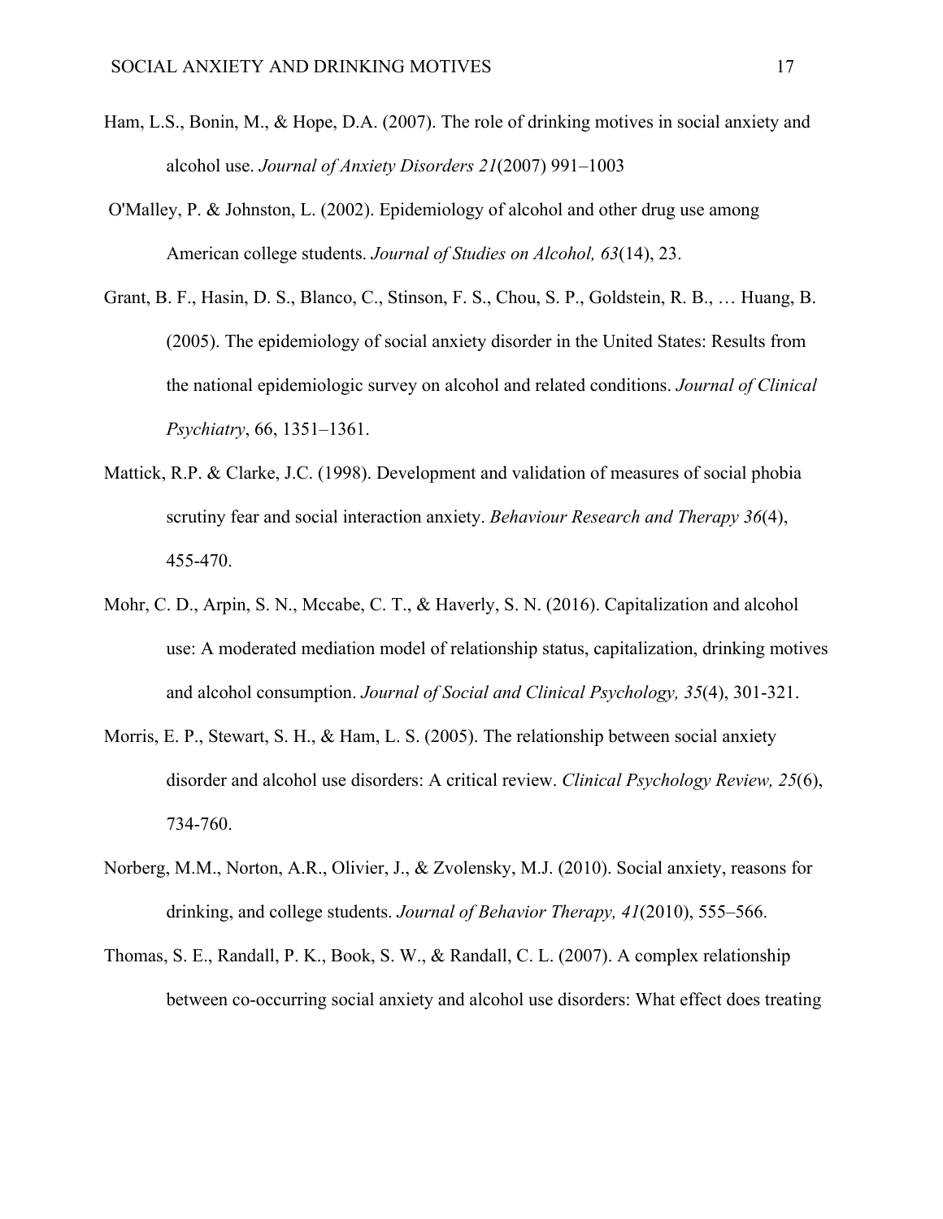Ham, L.S., Bonin, M., & Hope, D.A. (2007). The role of drinking motives in social anxiety and alcohol use. *Journal of Anxiety Disorders 21*(2007) 991–1003

O'Malley, P. & Johnston, L. (2002). Epidemiology of alcohol and other drug use among American college students. *Journal of Studies on Alcohol, 63*(14), 23.

Grant, B. F., Hasin, D. S., Blanco, C., Stinson, F. S., Chou, S. P., Goldstein, R. B., … Huang, B. (2005). The epidemiology of social anxiety disorder in the United States: Results from the national epidemiologic survey on alcohol and related conditions. *Journal of Clinical Psychiatry*, 66, 1351–1361.

Mattick, R.P. & Clarke, J.C. (1998). Development and validation of measures of social phobia scrutiny fear and social interaction anxiety. *Behaviour Research and Therapy 36*(4), 455-470.

Mohr, C. D., Arpin, S. N., Mccabe, C. T., & Haverly, S. N. (2016). Capitalization and alcohol use: A moderated mediation model of relationship status, capitalization, drinking motives and alcohol consumption. *Journal of Social and Clinical Psychology, 35*(4), 301-321.

Morris, E. P., Stewart, S. H., & Ham, L. S. (2005). The relationship between social anxiety disorder and alcohol use disorders: A critical review. *Clinical Psychology Review, 25*(6), 734-760.

Norberg, M.M., Norton, A.R., Olivier, J., & Zvolensky, M.J. (2010). Social anxiety, reasons for drinking, and college students. *Journal of Behavior Therapy, 41*(2010), 555–566.

Thomas, S. E., Randall, P. K., Book, S. W., & Randall, C. L. (2007). A complex relationship between co-occurring social anxiety and alcohol use disorders: What effect does treating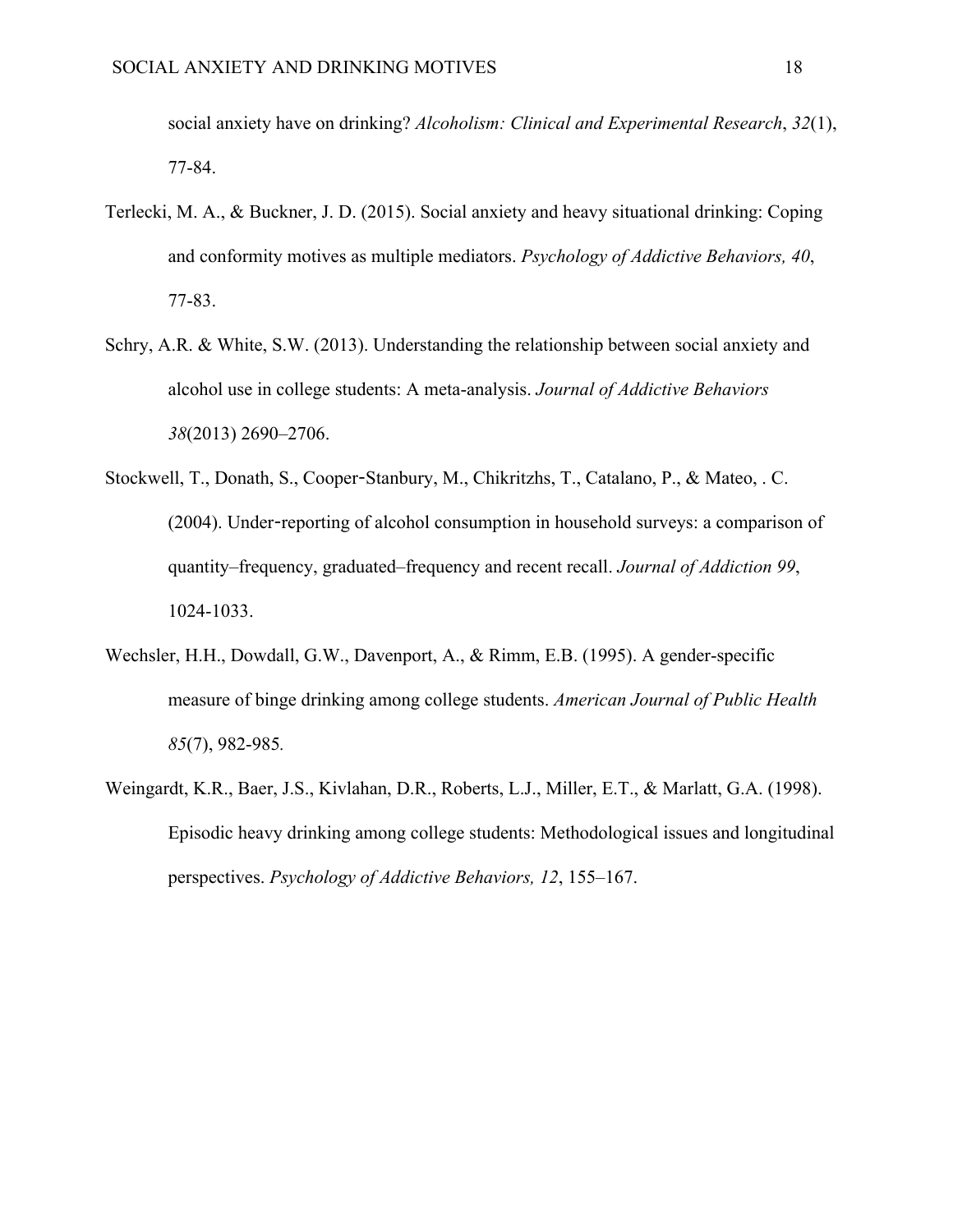social anxiety have on drinking? *Alcoholism: Clinical and Experimental Research*, *32*(1), 77-84.

Terlecki, M. A., & Buckner, J. D. (2015). Social anxiety and heavy situational drinking: Coping and conformity motives as multiple mediators. *Psychology of Addictive Behaviors, 40*, 77-83.

Schry, A.R. & White, S.W. (2013). Understanding the relationship between social anxiety and alcohol use in college students: A meta-analysis. *Journal of Addictive Behaviors 38*(2013) 2690–2706.

Stockwell, T., Donath, S., Cooper‐Stanbury, M., Chikritzhs, T., Catalano, P., & Mateo, . C. (2004). Under‐reporting of alcohol consumption in household surveys: a comparison of quantity–frequency, graduated–frequency and recent recall. *Journal of Addiction 99*, 1024-1033.

Wechsler, H.H., Dowdall, G.W., Davenport, A., & Rimm, E.B. (1995). A gender-specific measure of binge drinking among college students. *American Journal of Public Health 85*(7), 982-985.

Weingardt, K.R., Baer, J.S., Kivlahan, D.R., Roberts, L.J., Miller, E.T., & Marlatt, G.A. (1998). Episodic heavy drinking among college students: Methodological issues and longitudinal perspectives. *Psychology of Addictive Behaviors, 12*, 155–167.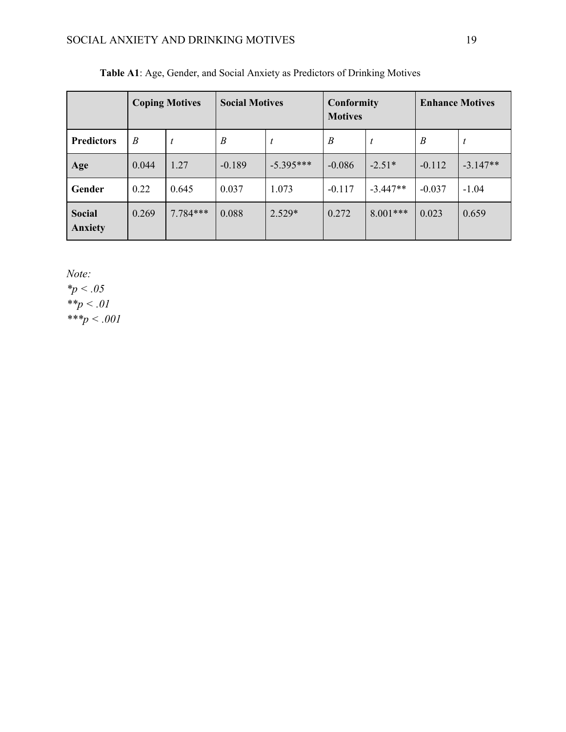**Table A1**: Age, Gender, and Social Anxiety as Predictors of Drinking Motives

| | **Coping Motives** | | **Social Motives** | | **Conformity Motives** | | **Enhance Motives** | |
|---|---|---|---|---|---|---|---|---|
| **Predictors** | *B* | *t* | *B* | *t* | *B* | *t* | *B* | *t* |
| **Age** | 0.044 | 1.27 | -0.189 | -5.395*** | -0.086 | -2.51* | -0.112 | -3.147** |
| **Gender** | 0.22 | 0.645 | 0.037 | 1.073 | -0.117 | -3.447** | -0.037 | -1.04 |
| **Social Anxiety** | 0.269 | 7.784*** | 0.088 | 2.529* | 0.272 | 8.001*** | 0.023 | 0.659 |

*Note:*
*$p < .05$
**$p < .01$
***$p < .001$